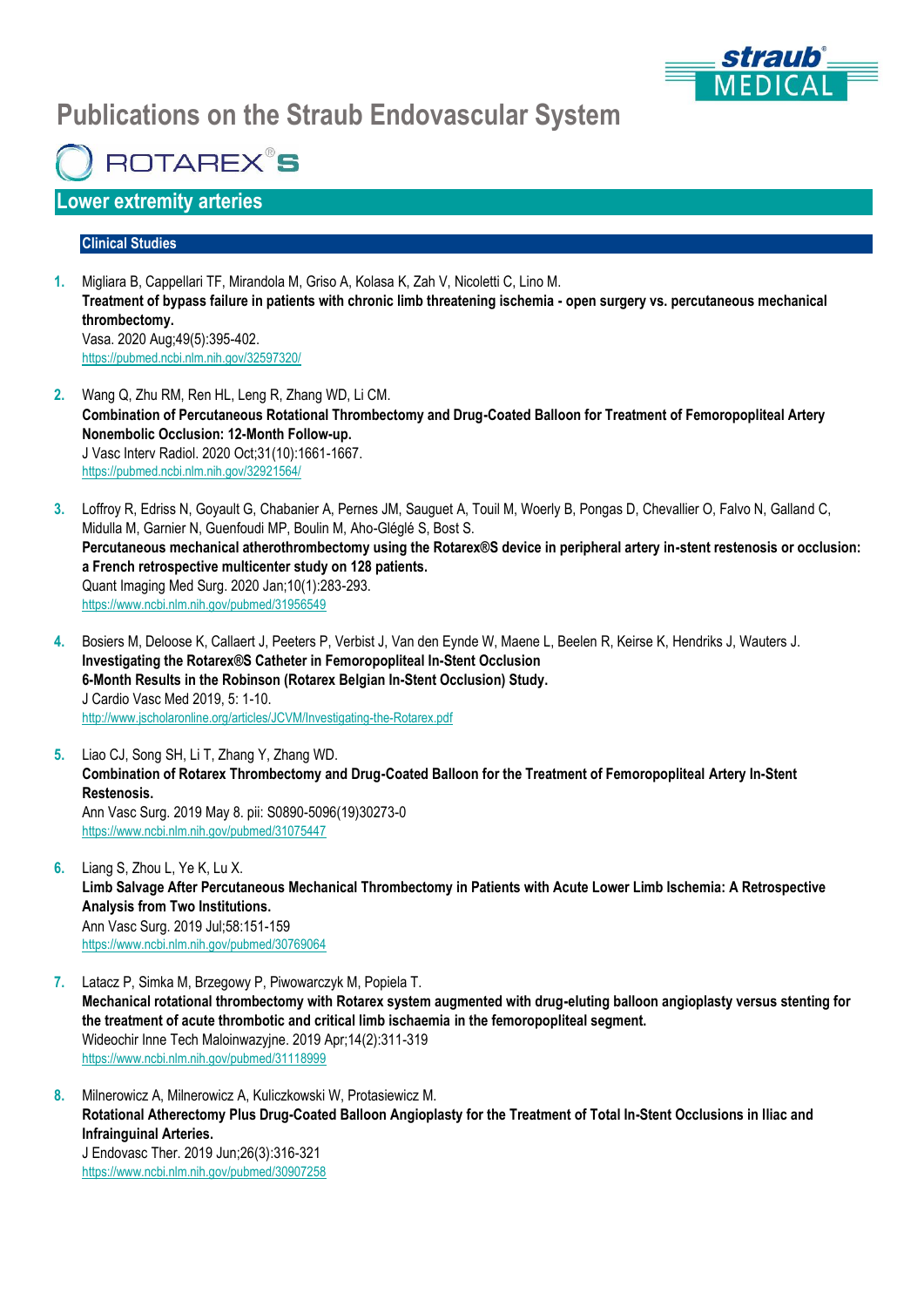# Publications on the Straub Endovascular System

## ROTAREX®S

## Lower extremity arteries

### Clinical Studies

1. Migliara B, Cappellari TF, Mirandola M, Griso A, Kolasa K, Zah V, Nicoletti C, Lino M.
   **Treatment of bypass failure in patients with chronic limb threatening ischemia - open surgery vs. percutaneous mechanical thrombectomy.**
   Vasa. 2020 Aug;49(5):395-402.
   https://pubmed.ncbi.nlm.nih.gov/32597320/

2. Wang Q, Zhu RM, Ren HL, Leng R, Zhang WD, Li CM.
   **Combination of Percutaneous Rotational Thrombectomy and Drug-Coated Balloon for Treatment of Femoropopliteal Artery Nonembolic Occlusion: 12-Month Follow-up.**
   J Vasc Interv Radiol. 2020 Oct;31(10):1661-1667.
   https://pubmed.ncbi.nlm.nih.gov/32921564/

3. Loffroy R, Edriss N, Goyault G, Chabanier A, Pernes JM, Sauguet A, Touil M, Woerly B, Pongas D, Chevallier O, Falvo N, Galland C, Midulla M, Garnier N, Guenfoudi MP, Boulin M, Aho-Glélé S, Bost S.
   **Percutaneous mechanical atherothrombectomy using the Rotarex®S device in peripheral artery in-stent restenosis or occlusion: a French retrospective multicenter study on 128 patients.**
   Quant Imaging Med Surg. 2020 Jan;10(1):283-293.
   https://www.ncbi.nlm.nih.gov/pubmed/31956549

4. Bosiers M, Deloose K, Callaert J, Peeters P, Verbist J, Van den Eynde W, Maene L, Beelen R, Keirse K, Hendriks J, Wauters J.
   **Investigating the Rotarex®S Catheter in Femoropopliteal In-Stent Occlusion**
   **6-Month Results in the Robinson (Rotarex Belgian In-Stent Occlusion) Study.**
   J Cardio Vasc Med 2019, 5: 1-10.
   http://www.jscholaronline.org/articles/JCVM/Investigating-the-Rotarex.pdf

5. Liao CJ, Song SH, Li T, Zhang Y, Zhang WD.
   **Combination of Rotarex Thrombectomy and Drug-Coated Balloon for the Treatment of Femoropopliteal Artery In-Stent Restenosis.**
   Ann Vasc Surg. 2019 May 8. pii: S0890-5096(19)30273-0
   https://www.ncbi.nlm.nih.gov/pubmed/31075447

6. Liang S, Zhou L, Ye K, Lu X.
   **Limb Salvage After Percutaneous Mechanical Thrombectomy in Patients with Acute Lower Limb Ischemia: A Retrospective Analysis from Two Institutions.**
   Ann Vasc Surg. 2019 Jul;58:151-159
   https://www.ncbi.nlm.nih.gov/pubmed/30769064

7. Latacz P, Simka M, Brzegowy P, Piwowarczyk M, Popiela T.
   **Mechanical rotational thrombectomy with Rotarex system augmented with drug-eluting balloon angioplasty versus stenting for the treatment of acute thrombotic and critical limb ischaemia in the femoropopliteal segment.**
   Wideochir Inne Tech Maloinwazyjne. 2019 Apr;14(2):311-319
   https://www.ncbi.nlm.nih.gov/pubmed/31118999

8. Milnerowicz A, Milnerowicz A, Kuliczkowski W, Protasiewicz M.
   **Rotational Atherectomy Plus Drug-Coated Balloon Angioplasty for the Treatment of Total In-Stent Occlusions in Iliac and Infrainguinal Arteries.**
   J Endovasc Ther. 2019 Jun;26(3):316-321
   https://www.ncbi.nlm.nih.gov/pubmed/30907258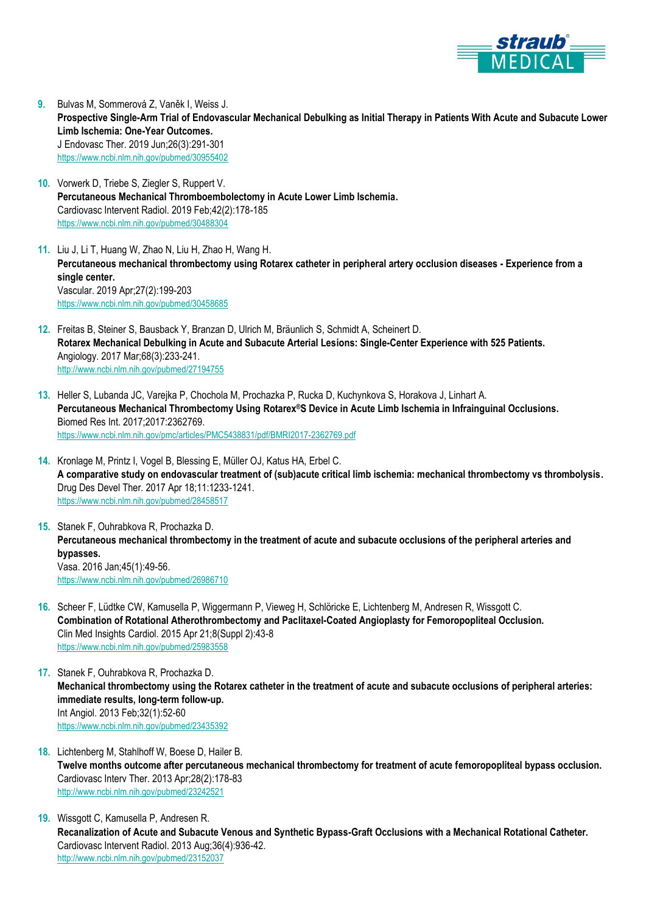9. Bulvas M, Sommerová Z, Vaněk I, Weiss J.
   **Prospective Single-Arm Trial of Endovascular Mechanical Debulking as Initial Therapy in Patients With Acute and Subacute Lower Limb Ischemia: One-Year Outcomes.**
   J Endovasc Ther. 2019 Jun;26(3):291-301
   https://www.ncbi.nlm.nih.gov/pubmed/30955402

10. Vorwerk D, Triebe S, Ziegler S, Ruppert V.
    **Percutaneous Mechanical Thromboembolectomy in Acute Lower Limb Ischemia.**
    Cardiovasc Intervent Radiol. 2019 Feb;42(2):178-185
    https://www.ncbi.nlm.nih.gov/pubmed/30488304

11. Liu J, Li T, Huang W, Zhao N, Liu H, Zhao H, Wang H.
    **Percutaneous mechanical thrombectomy using Rotarex catheter in peripheral artery occlusion diseases - Experience from a single center.**
    Vascular. 2019 Apr;27(2):199-203
    https://www.ncbi.nlm.nih.gov/pubmed/30458685

12. Freitas B, Steiner S, Bausback Y, Branzan D, Ulrich M, Bräunlich S, Schmidt A, Scheinert D.
    **Rotarex Mechanical Debulking in Acute and Subacute Arterial Lesions: Single-Center Experience with 525 Patients.**
    Angiology. 2017 Mar;68(3):233-241.
    http://www.ncbi.nlm.nih.gov/pubmed/27194755

13. Heller S, Lubanda JC, Varejka P, Chochola M, Prochazka P, Rucka D, Kuchynkova S, Horakova J, Linhart A.
    **Percutaneous Mechanical Thrombectomy Using Rotarex®S Device in Acute Limb Ischemia in Infrainguinal Occlusions.**
    Biomed Res Int. 2017;2017:2362769.
    https://www.ncbi.nlm.nih.gov/pmc/articles/PMC5438831/pdf/BMRI2017-2362769.pdf

14. Kronlage M, Printz I, Vogel B, Blessing E, Müller OJ, Katus HA, Erbel C.
    **A comparative study on endovascular treatment of (sub)acute critical limb ischemia: mechanical thrombectomy vs thrombolysis.**
    Drug Des Devel Ther. 2017 Apr 18;11:1233-1241.
    https://www.ncbi.nlm.nih.gov/pubmed/28458517

15. Stanek F, Ouhrabkova R, Prochazka D.
    **Percutaneous mechanical thrombectomy in the treatment of acute and subacute occlusions of the peripheral arteries and bypasses.**
    Vasa. 2016 Jan;45(1):49-56.
    https://www.ncbi.nlm.nih.gov/pubmed/26986710

16. Scheer F, Lüdtke CW, Kamusella P, Wiggermann P, Vieweg H, Schlöricke E, Lichtenberg M, Andresen R, Wissgott C.
    **Combination of Rotational Atherothrombectomy and Paclitaxel-Coated Angioplasty for Femoropopliteal Occlusion.**
    Clin Med Insights Cardiol. 2015 Apr 21;8(Suppl 2):43-8
    https://www.ncbi.nlm.nih.gov/pubmed/25983558

17. Stanek F, Ouhrabkova R, Prochazka D.
    **Mechanical thrombectomy using the Rotarex catheter in the treatment of acute and subacute occlusions of peripheral arteries: immediate results, long-term follow-up.**
    Int Angiol. 2013 Feb;32(1):52-60
    https://www.ncbi.nlm.nih.gov/pubmed/23435392

18. Lichtenberg M, Stahlhoff W, Boese D, Hailer B.
    **Twelve months outcome after percutaneous mechanical thrombectomy for treatment of acute femoropopliteal bypass occlusion.**
    Cardiovasc Interv Ther. 2013 Apr;28(2):178-83
    http://www.ncbi.nlm.nih.gov/pubmed/23242521

19. Wissgott C, Kamusella P, Andresen R.
    **Recanalization of Acute and Subacute Venous and Synthetic Bypass-Graft Occlusions with a Mechanical Rotational Catheter.**
    Cardiovasc Intervent Radiol. 2013 Aug;36(4):936-42.
    http://www.ncbi.nlm.nih.gov/pubmed/23152037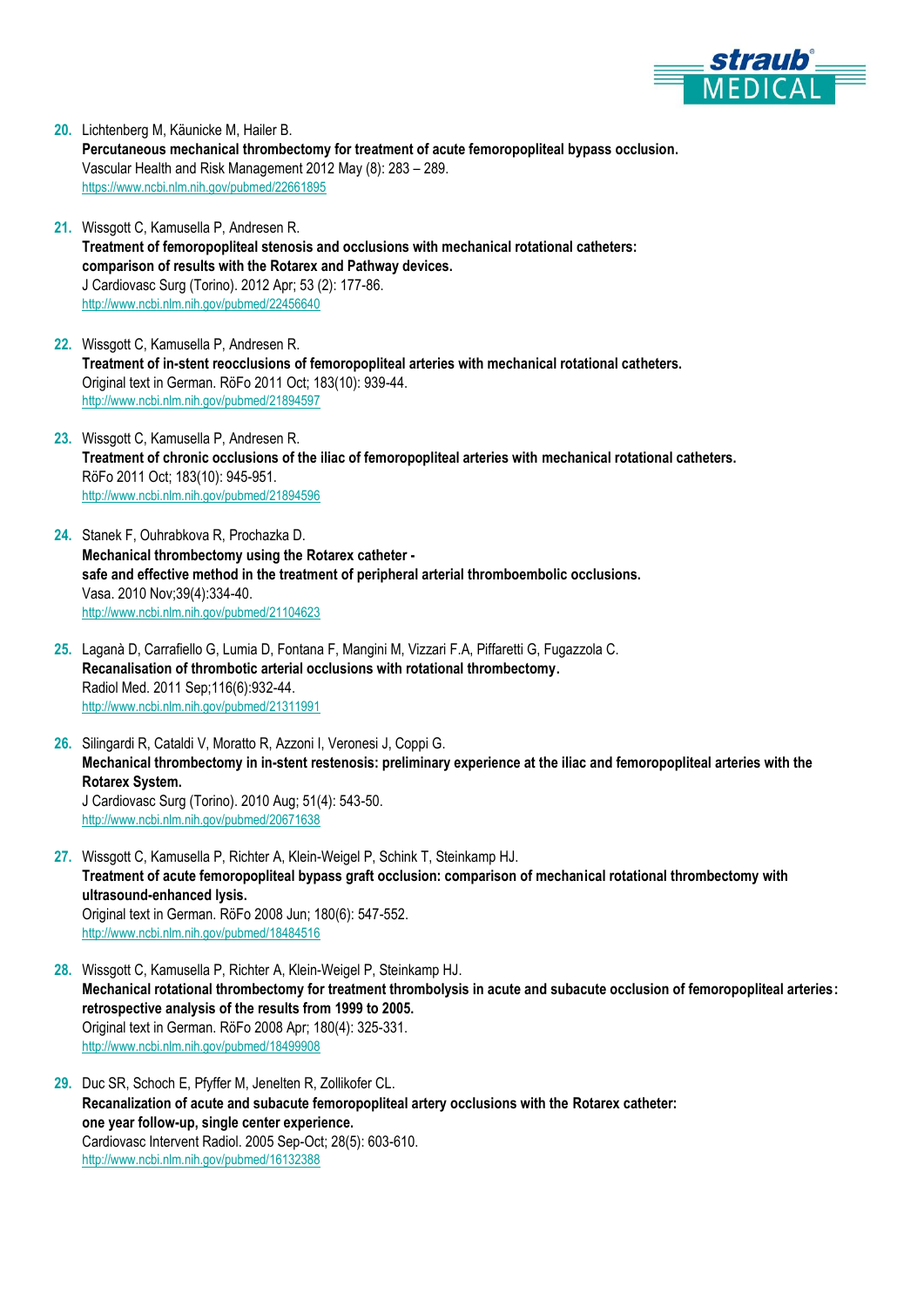20. Lichtenberg M, Käunicke M, Hailer B.
    **Percutaneous mechanical thrombectomy for treatment of acute femoropopliteal bypass occlusion.**
    Vascular Health and Risk Management 2012 May (8): 283 – 289.
    https://www.ncbi.nlm.nih.gov/pubmed/22661895

21. Wissgott C, Kamusella P, Andresen R.
    **Treatment of femoropopliteal stenosis and occlusions with mechanical rotational catheters: comparison of results with the Rotarex and Pathway devices.**
    J Cardiovasc Surg (Torino). 2012 Apr; 53 (2): 177-86.
    http://www.ncbi.nlm.nih.gov/pubmed/22456640

22. Wissgott C, Kamusella P, Andresen R.
    **Treatment of in-stent reocclusions of femoropopliteal arteries with mechanical rotational catheters.**
    Original text in German. RöFo 2011 Oct; 183(10): 939-44.
    http://www.ncbi.nlm.nih.gov/pubmed/21894597

23. Wissgott C, Kamusella P, Andresen R.
    **Treatment of chronic occlusions of the iliac of femoropopliteal arteries with mechanical rotational catheters.**
    RöFo 2011 Oct; 183(10): 945-951.
    http://www.ncbi.nlm.nih.gov/pubmed/21894596

24. Stanek F, Ouhrabkova R, Prochazka D.
    **Mechanical thrombectomy using the Rotarex catheter - safe and effective method in the treatment of peripheral arterial thromboembolic occlusions.**
    Vasa. 2010 Nov;39(4):334-40.
    http://www.ncbi.nlm.nih.gov/pubmed/21104623

25. Laganà D, Carrafiello G, Lumia D, Fontana F, Mangini M, Vizzari F.A, Piffaretti G, Fugazzola C.
    **Recanalisation of thrombotic arterial occlusions with rotational thrombectomy.**
    Radiol Med. 2011 Sep;116(6):932-44.
    http://www.ncbi.nlm.nih.gov/pubmed/21311991

26. Silingardi R, Cataldi V, Moratto R, Azzoni I, Veronesi J, Coppi G.
    **Mechanical thrombectomy in in-stent restenosis: preliminary experience at the iliac and femoropopliteal arteries with the Rotarex System.**
    J Cardiovasc Surg (Torino). 2010 Aug; 51(4): 543-50.
    http://www.ncbi.nlm.nih.gov/pubmed/20671638

27. Wissgott C, Kamusella P, Richter A, Klein-Weigel P, Schink T, Steinkamp HJ.
    **Treatment of acute femoropopliteal bypass graft occlusion: comparison of mechanical rotational thrombectomy with ultrasound-enhanced lysis.**
    Original text in German. RöFo 2008 Jun; 180(6): 547-552.
    http://www.ncbi.nlm.nih.gov/pubmed/18484516

28. Wissgott C, Kamusella P, Richter A, Klein-Weigel P, Steinkamp HJ.
    **Mechanical rotational thrombectomy for treatment thrombolysis in acute and subacute occlusion of femoropopliteal arteries: retrospective analysis of the results from 1999 to 2005.**
    Original text in German. RöFo 2008 Apr; 180(4): 325-331.
    http://www.ncbi.nlm.nih.gov/pubmed/18499908

29. Duc SR, Schoch E, Pfyffer M, Jenelten R, Zollikofer CL.
    **Recanalization of acute and subacute femoropopliteal artery occlusions with the Rotarex catheter: one year follow-up, single center experience.**
    Cardiovasc Intervent Radiol. 2005 Sep-Oct; 28(5): 603-610.
    http://www.ncbi.nlm.nih.gov/pubmed/16132388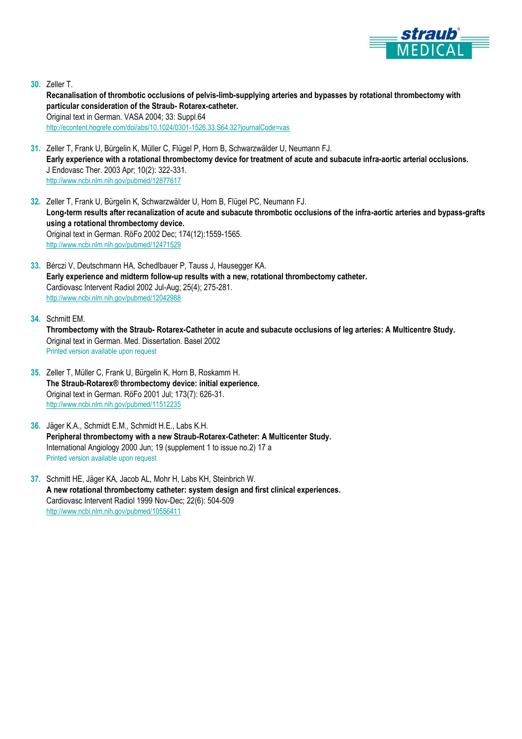30. Zeller T.
**Recanalisation of thrombotic occlusions of pelvis-limb-supplying arteries and bypasses by rotational thrombectomy with particular consideration of the Straub- Rotarex-catheter.**
Original text in German. VASA 2004; 33: Suppl.64
http://econtent.hogrefe.com/doi/abs/10.1024/0301-1526.33.S64.32?journalCode=vas

31. Zeller T, Frank U, Bürgelin K, Müller C, Flügel P, Horn B, Schwarzwälder U, Neumann FJ.
**Early experience with a rotational thrombectomy device for treatment of acute and subacute infra-aortic arterial occlusions.**
J Endovasc Ther. 2003 Apr; 10(2): 322-331.
http://www.ncbi.nlm.nih.gov/pubmed/12877617

32. Zeller T, Frank U, Bürgelin K, Schwarzwälder U, Horn B, Flügel PC, Neumann FJ.
**Long-term results after recanalization of acute and subacute thrombotic occlusions of the infra-aortic arteries and bypass-grafts using a rotational thrombectomy device.**
Original text in German. RöFo 2002 Dec; 174(12):1559-1565.
http://www.ncbi.nlm.nih.gov/pubmed/12471529

33. Bérczi V, Deutschmann HA, Schedlbauer P, Tauss J, Hausegger KA.
**Early experience and midterm follow-up results with a new, rotational thrombectomy catheter.**
Cardiovasc Intervent Radiol 2002 Jul-Aug; 25(4); 275-281.
http://www.ncbi.nlm.nih.gov/pubmed/12042988

34. Schmitt EM.
**Thrombectomy with the Straub- Rotarex-Catheter in acute and subacute occlusions of leg arteries: A Multicentre Study.**
Original text in German. Med. Dissertation. Basel 2002
Printed version available upon request

35. Zeller T, Müller C, Frank U, Bürgelin K, Horn B, Roskamm H.
**The Straub-Rotarex® thrombectomy device: initial experience.**
Original text in German. RöFo 2001 Jul; 173(7): 626-31.
http://www.ncbi.nlm.nih.gov/pubmed/11512235

36. Jäger K.A., Schmidt E.M., Schmidt H.E., Labs K.H.
**Peripheral thrombectomy with a new Straub-Rotarex-Catheter: A Multicenter Study.**
International Angiology 2000 Jun; 19 (supplement 1 to issue no.2) 17 a
Printed version available upon request

37. Schmitt HE, Jäger KA, Jacob AL, Mohr H, Labs KH, Steinbrich W.
**A new rotational thrombectomy catheter: system design and first clinical experiences.**
Cardiovasc Intervent Radiol 1999 Nov-Dec; 22(6): 504-509
http://www.ncbi.nlm.nih.gov/pubmed/10556411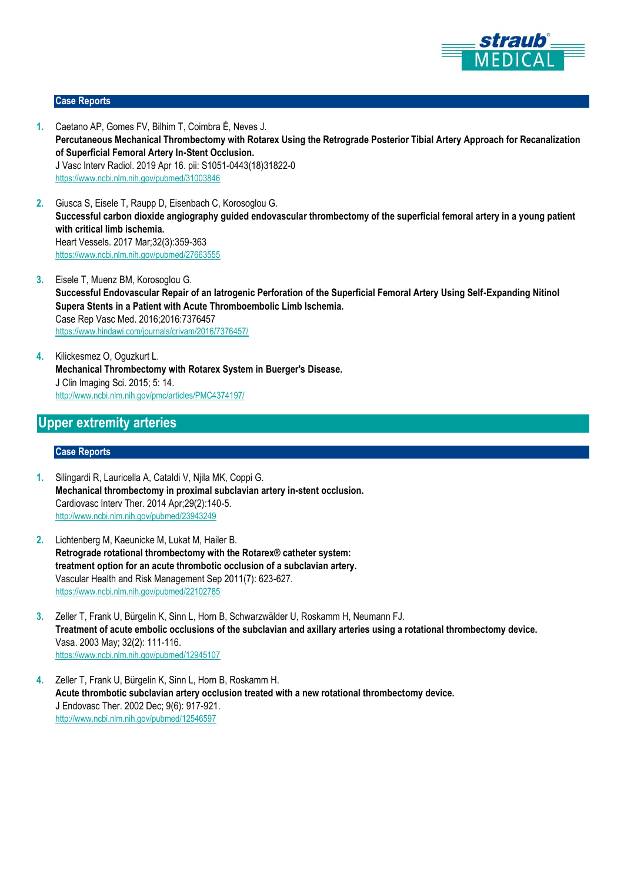### Case Reports

1. Caetano AP, Gomes FV, Bilhim T, Coimbra É, Neves J.
   **Percutaneous Mechanical Thrombectomy with Rotarex Using the Retrograde Posterior Tibial Artery Approach for Recanalization of Superficial Femoral Artery In-Stent Occlusion.**
   J Vasc Interv Radiol. 2019 Apr 16. pii: S1051-0443(18)31822-0
   https://www.ncbi.nlm.nih.gov/pubmed/31003846

2. Giusca S, Eisele T, Raupp D, Eisenbach C, Korosoglou G.
   **Successful carbon dioxide angiography guided endovascular thrombectomy of the superficial femoral artery in a young patient with critical limb ischemia.**
   Heart Vessels. 2017 Mar;32(3):359-363
   https://www.ncbi.nlm.nih.gov/pubmed/27663555

3. Eisele T, Muenz BM, Korosoglou G.
   **Successful Endovascular Repair of an Iatrogenic Perforation of the Superficial Femoral Artery Using Self-Expanding Nitinol Supera Stents in a Patient with Acute Thromboembolic Limb Ischemia.**
   Case Rep Vasc Med. 2016;2016:7376457
   https://www.hindawi.com/journals/crivam/2016/7376457/

4. Kilickesmez O, Oguzkurt L.
   **Mechanical Thrombectomy with Rotarex System in Buerger's Disease.**
   J Clin Imaging Sci. 2015; 5: 14.
   http://www.ncbi.nlm.nih.gov/pmc/articles/PMC4374197/

## Upper extremity arteries

### Case Reports

1. Silingardi R, Lauricella A, Cataldi V, Njila MK, Coppi G.
   **Mechanical thrombectomy in proximal subclavian artery in-stent occlusion.**
   Cardiovasc Interv Ther. 2014 Apr;29(2):140-5.
   http://www.ncbi.nlm.nih.gov/pubmed/23943249

2. Lichtenberg M, Kaeunicke M, Lukat M, Hailer B.
   **Retrograde rotational thrombectomy with the Rotarex® catheter system: treatment option for an acute thrombotic occlusion of a subclavian artery.**
   Vascular Health and Risk Management Sep 2011(7): 623-627.
   https://www.ncbi.nlm.nih.gov/pubmed/22102785

3. Zeller T, Frank U, Bürgelin K, Sinn L, Horn B, Schwarzwälder U, Roskamm H, Neumann FJ.
   **Treatment of acute embolic occlusions of the subclavian and axillary arteries using a rotational thrombectomy device.**
   Vasa. 2003 May; 32(2): 111-116.
   https://www.ncbi.nlm.nih.gov/pubmed/12945107

4. Zeller T, Frank U, Bürgelin K, Sinn L, Horn B, Roskamm H.
   **Acute thrombotic subclavian artery occlusion treated with a new rotational thrombectomy device.**
   J Endovasc Ther. 2002 Dec; 9(6): 917-921.
   http://www.ncbi.nlm.nih.gov/pubmed/12546597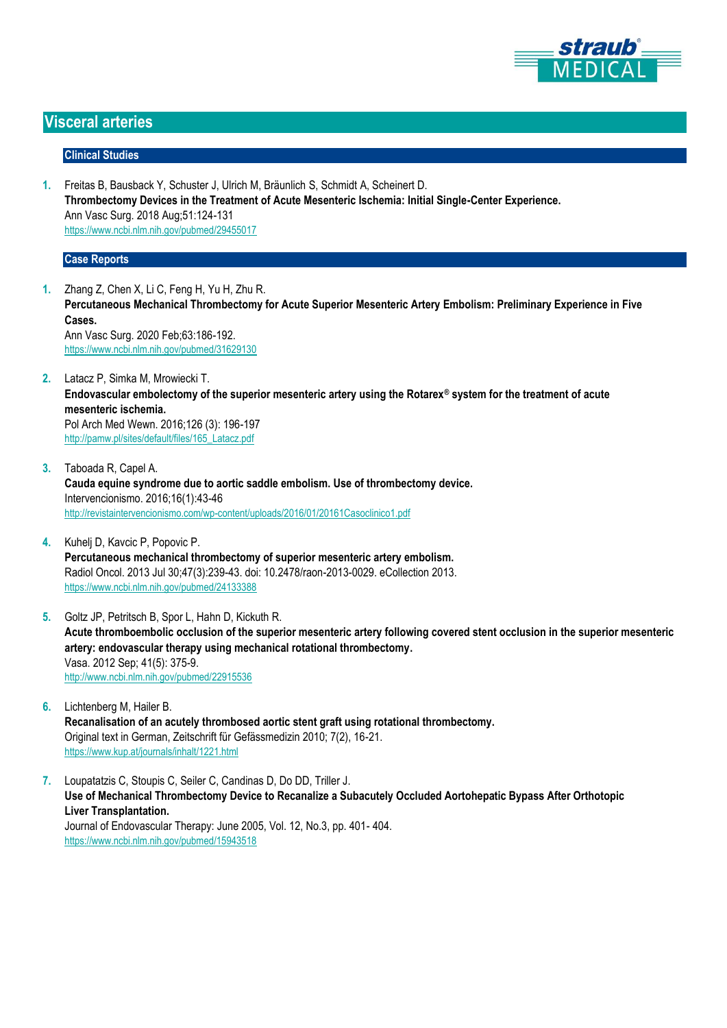## Visceral arteries

### Clinical Studies

1. Freitas B, Bausback Y, Schuster J, Ulrich M, Bräunlich S, Schmidt A, Scheinert D.
   **Thrombectomy Devices in the Treatment of Acute Mesenteric Ischemia: Initial Single-Center Experience.**
   Ann Vasc Surg. 2018 Aug;51:124-131
   https://www.ncbi.nlm.nih.gov/pubmed/29455017

### Case Reports

1. Zhang Z, Chen X, Li C, Feng H, Yu H, Zhu R.
   **Percutaneous Mechanical Thrombectomy for Acute Superior Mesenteric Artery Embolism: Preliminary Experience in Five Cases.**
   Ann Vasc Surg. 2020 Feb;63:186-192.
   https://www.ncbi.nlm.nih.gov/pubmed/31629130

2. Latacz P, Simka M, Mrowiecki T.
   **Endovascular embolectomy of the superior mesenteric artery using the Rotarex® system for the treatment of acute mesenteric ischemia.**
   Pol Arch Med Wewn. 2016;126 (3): 196-197
   http://pamw.pl/sites/default/files/165_Latacz.pdf

3. Taboada R, Capel A.
   **Cauda equine syndrome due to aortic saddle embolism. Use of thrombectomy device.**
   Intervencionismo. 2016;16(1):43-46
   http://revistaintervencionismo.com/wp-content/uploads/2016/01/20161Casoclinico1.pdf

4. Kuhelj D, Kavcic P, Popovic P.
   **Percutaneous mechanical thrombectomy of superior mesenteric artery embolism.**
   Radiol Oncol. 2013 Jul 30;47(3):239-43. doi: 10.2478/raon-2013-0029. eCollection 2013.
   https://www.ncbi.nlm.nih.gov/pubmed/24133388

5. Goltz JP, Petritsch B, Spor L, Hahn D, Kickuth R.
   **Acute thromboembolic occlusion of the superior mesenteric artery following covered stent occlusion in the superior mesenteric artery: endovascular therapy using mechanical rotational thrombectomy.**
   Vasa. 2012 Sep; 41(5): 375-9.
   http://www.ncbi.nlm.nih.gov/pubmed/22915536

6. Lichtenberg M, Hailer B.
   **Recanalisation of an acutely thrombosed aortic stent graft using rotational thrombectomy.**
   Original text in German, Zeitschrift für Gefässmedizin 2010; 7(2), 16-21.
   https://www.kup.at/journals/inhalt/1221.html

7. Loupatatzis C, Stoupis C, Seiler C, Candinas D, Do DD, Triller J.
   **Use of Mechanical Thrombectomy Device to Recanalize a Subacutely Occluded Aortohepatic Bypass After Orthotopic Liver Transplantation.**
   Journal of Endovascular Therapy: June 2005, Vol. 12, No.3, pp. 401- 404.
   https://www.ncbi.nlm.nih.gov/pubmed/15943518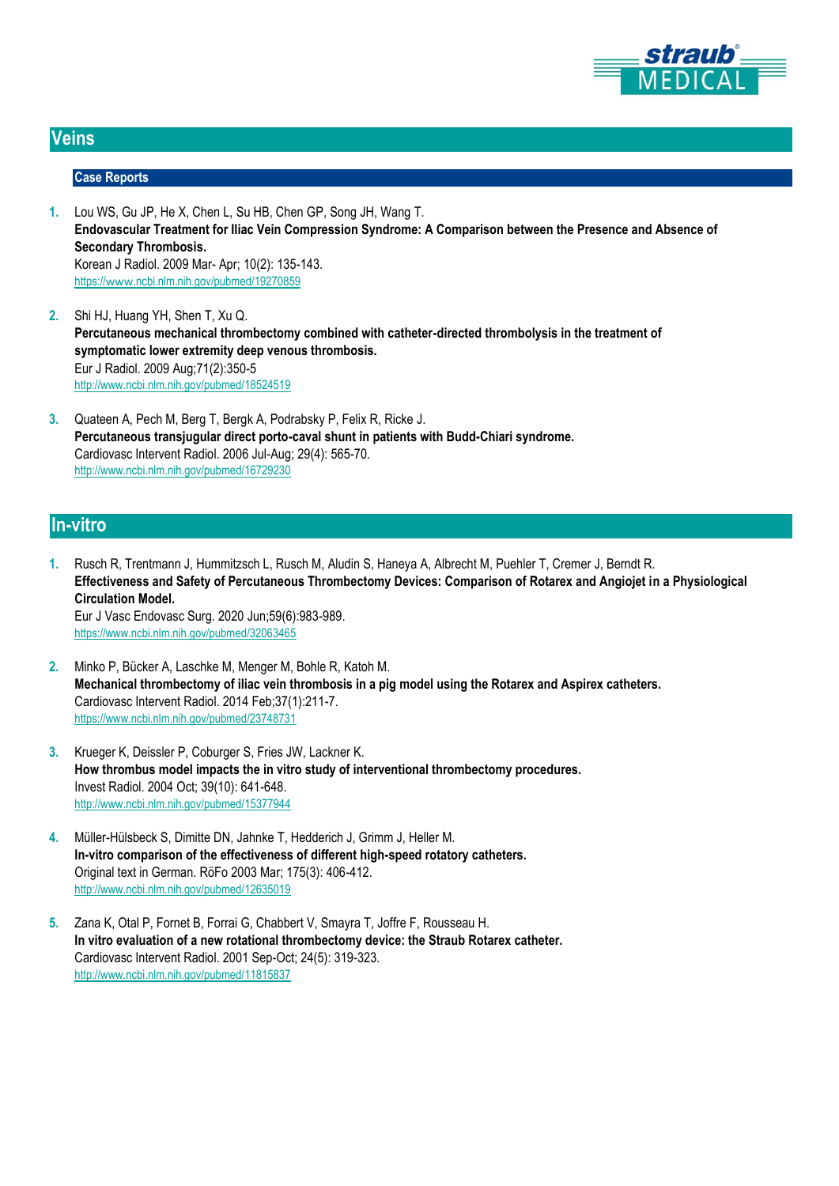## Veins

### Case Reports

1. Lou WS, Gu JP, He X, Chen L, Su HB, Chen GP, Song JH, Wang T.
   **Endovascular Treatment for Iliac Vein Compression Syndrome: A Comparison between the Presence and Absence of Secondary Thrombosis.**
   Korean J Radiol. 2009 Mar- Apr; 10(2): 135-143.
   https://www.ncbi.nlm.nih.gov/pubmed/19270859

2. Shi HJ, Huang YH, Shen T, Xu Q.
   **Percutaneous mechanical thrombectomy combined with catheter-directed thrombolysis in the treatment of symptomatic lower extremity deep venous thrombosis.**
   Eur J Radiol. 2009 Aug;71(2):350-5
   http://www.ncbi.nlm.nih.gov/pubmed/18524519

3. Quateen A, Pech M, Berg T, Bergk A, Podrabsky P, Felix R, Ricke J.
   **Percutaneous transjugular direct porto-caval shunt in patients with Budd-Chiari syndrome.**
   Cardiovasc Intervent Radiol. 2006 Jul-Aug; 29(4): 565-70.
   http://www.ncbi.nlm.nih.gov/pubmed/16729230

## In-vitro

1. Rusch R, Trentmann J, Hummitzsch L, Rusch M, Aludin S, Haneya A, Albrecht M, Puehler T, Cremer J, Berndt R.
   **Effectiveness and Safety of Percutaneous Thrombectomy Devices: Comparison of Rotarex and Angiojet in a Physiological Circulation Model.**
   Eur J Vasc Endovasc Surg. 2020 Jun;59(6):983-989.
   https://www.ncbi.nlm.nih.gov/pubmed/32063465

2. Minko P, Bücker A, Laschke M, Menger M, Bohle R, Katoh M.
   **Mechanical thrombectomy of iliac vein thrombosis in a pig model using the Rotarex and Aspirex catheters.**
   Cardiovasc Intervent Radiol. 2014 Feb;37(1):211-7.
   https://www.ncbi.nlm.nih.gov/pubmed/23748731

3. Krueger K, Deissler P, Coburger S, Fries JW, Lackner K.
   **How thrombus model impacts the in vitro study of interventional thrombectomy procedures.**
   Invest Radiol. 2004 Oct; 39(10): 641-648.
   http://www.ncbi.nlm.nih.gov/pubmed/15377944

4. Müller-Hülsbeck S, Dimitte DN, Jahnke T, Hedderich J, Grimm J, Heller M.
   **In-vitro comparison of the effectiveness of different high-speed rotatory catheters.**
   Original text in German. RöFo 2003 Mar; 175(3): 406-412.
   http://www.ncbi.nlm.nih.gov/pubmed/12635019

5. Zana K, Otal P, Fornet B, Forrai G, Chabbert V, Smayra T, Joffre F, Rousseau H.
   **In vitro evaluation of a new rotational thrombectomy device: the Straub Rotarex catheter.**
   Cardiovasc Intervent Radiol. 2001 Sep-Oct; 24(5): 319-323.
   http://www.ncbi.nlm.nih.gov/pubmed/11815837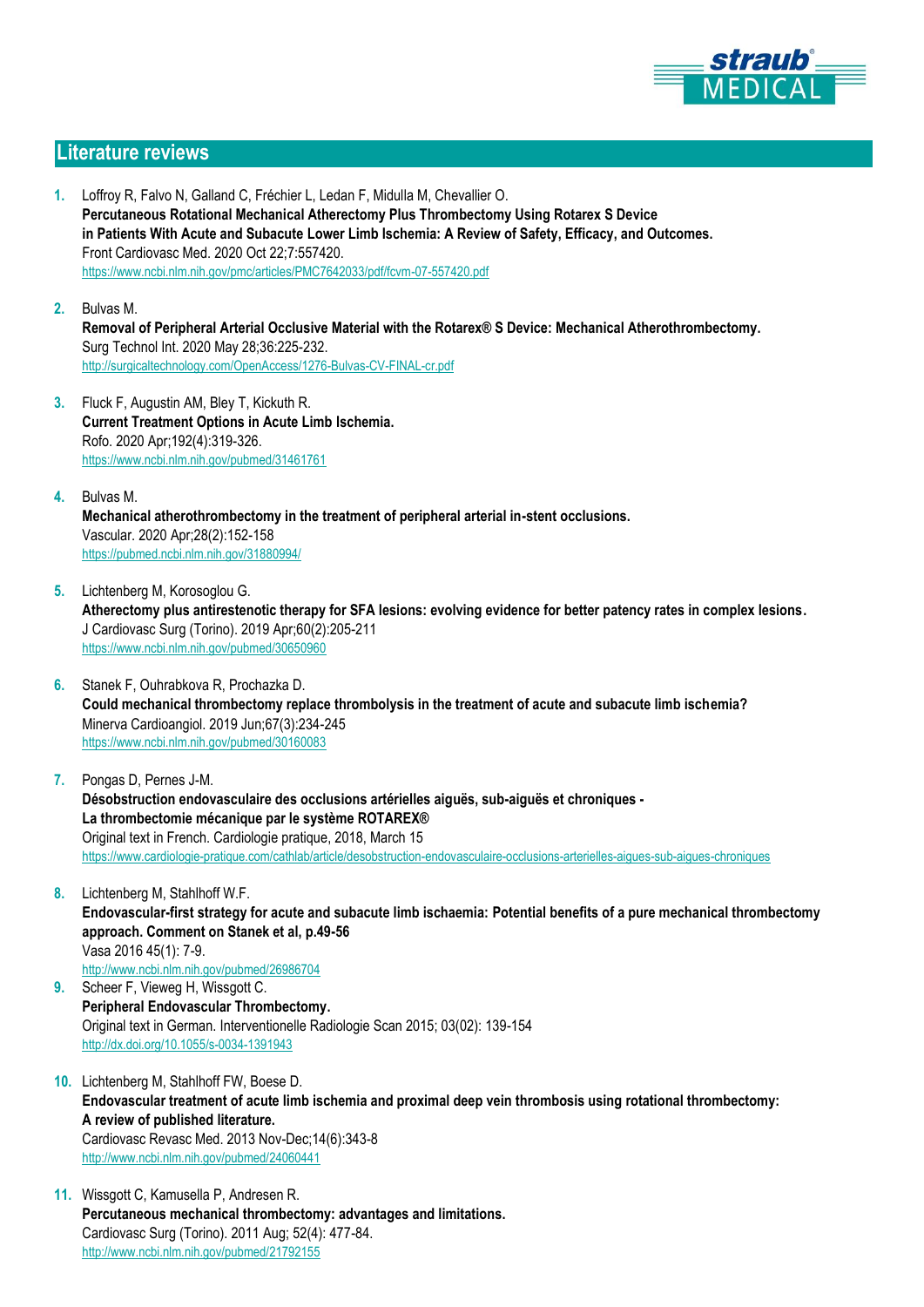## Literature reviews

1. Loffroy R, Falvo N, Galland C, Fréchier L, Ledan F, Midulla M, Chevallier O.
   **Percutaneous Rotational Mechanical Atherectomy Plus Thrombectomy Using Rotarex S Device in Patients With Acute and Subacute Lower Limb Ischemia: A Review of Safety, Efficacy, and Outcomes.**
   Front Cardiovasc Med. 2020 Oct 22;7:557420.
   https://www.ncbi.nlm.nih.gov/pmc/articles/PMC7642033/pdf/fcvm-07-557420.pdf

2. Bulvas M.
   **Removal of Peripheral Arterial Occlusive Material with the Rotarex® S Device: Mechanical Atherothrombectomy.**
   Surg Technol Int. 2020 May 28;36:225-232.
   http://surgicaltechnology.com/OpenAccess/1276-Bulvas-CV-FINAL-cr.pdf

3. Fluck F, Augustin AM, Bley T, Kickuth R.
   **Current Treatment Options in Acute Limb Ischemia.**
   Rofo. 2020 Apr;192(4):319-326.
   https://www.ncbi.nlm.nih.gov/pubmed/31461761

4. Bulvas M.
   **Mechanical atherothrombectomy in the treatment of peripheral arterial in-stent occlusions.**
   Vascular. 2020 Apr;28(2):152-158
   https://pubmed.ncbi.nlm.nih.gov/31880994/

5. Lichtenberg M, Korosoglou G.
   **Atherectomy plus antirestenotic therapy for SFA lesions: evolving evidence for better patency rates in complex lesions.**
   J Cardiovasc Surg (Torino). 2019 Apr;60(2):205-211
   https://www.ncbi.nlm.nih.gov/pubmed/30650960

6. Stanek F, Ouhrabkova R, Prochazka D.
   **Could mechanical thrombectomy replace thrombolysis in the treatment of acute and subacute limb ischemia?**
   Minerva Cardioangiol. 2019 Jun;67(3):234-245
   https://www.ncbi.nlm.nih.gov/pubmed/30160083

7. Pongas D, Pernes J-M.
   **Désobstruction endovasculaire des occlusions artérielles aiguës, sub-aiguës et chroniques - La thrombectomie mécanique par le système ROTAREX®**
   Original text in French. Cardiologie pratique, 2018, March 15
   https://www.cardiologie-pratique.com/cathlab/article/desobstruction-endovasculaire-occlusions-arterielles-aigues-sub-aigues-chroniques

8. Lichtenberg M, Stahlhoff W.F.
   **Endovascular-first strategy for acute and subacute limb ischaemia: Potential benefits of a pure mechanical thrombectomy approach. Comment on Stanek et al, p.49-56**
   Vasa 2016 45(1): 7-9.
   http://www.ncbi.nlm.nih.gov/pubmed/26986704

9. Scheer F, Vieweg H, Wissgott C.
   **Peripheral Endovascular Thrombectomy.**
   Original text in German. Interventionelle Radiologie Scan 2015; 03(02): 139-154
   http://dx.doi.org/10.1055/s-0034-1391943

10. Lichtenberg M, Stahlhoff FW, Boese D.
    **Endovascular treatment of acute limb ischemia and proximal deep vein thrombosis using rotational thrombectomy: A review of published literature.**
    Cardiovasc Revasc Med. 2013 Nov-Dec;14(6):343-8
    http://www.ncbi.nlm.nih.gov/pubmed/24060441

11. Wissgott C, Kamusella P, Andresen R.
    **Percutaneous mechanical thrombectomy: advantages and limitations.**
    Cardiovasc Surg (Torino). 2011 Aug; 52(4): 477-84.
    http://www.ncbi.nlm.nih.gov/pubmed/21792155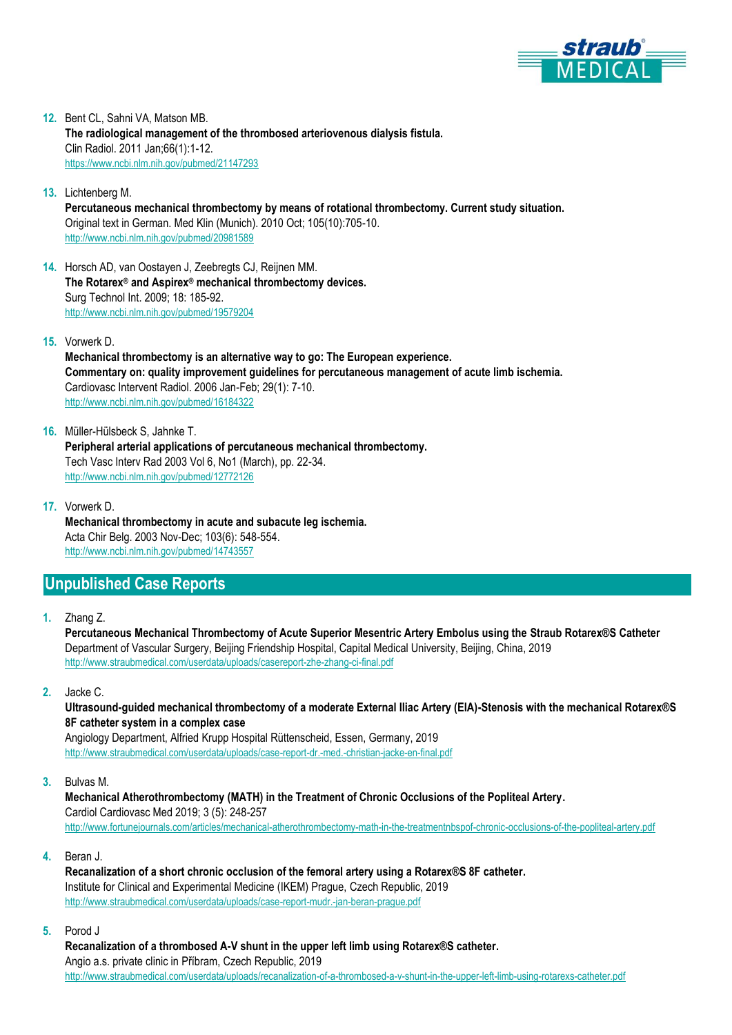12. Bent CL, Sahni VA, Matson MB.
    **The radiological management of the thrombosed arteriovenous dialysis fistula.**
    Clin Radiol. 2011 Jan;66(1):1-12.
    https://www.ncbi.nlm.nih.gov/pubmed/21147293

13. Lichtenberg M.
    **Percutaneous mechanical thrombectomy by means of rotational thrombectomy. Current study situation.**
    Original text in German. Med Klin (Munich). 2010 Oct; 105(10):705-10.
    http://www.ncbi.nlm.nih.gov/pubmed/20981589

14. Horsch AD, van Oostayen J, Zeebregts CJ, Reijnen MM.
    **The Rotarex® and Aspirex® mechanical thrombectomy devices.**
    Surg Technol Int. 2009; 18: 185-92.
    http://www.ncbi.nlm.nih.gov/pubmed/19579204

15. Vorwerk D.
    **Mechanical thrombectomy is an alternative way to go: The European experience.**
    **Commentary on: quality improvement guidelines for percutaneous management of acute limb ischemia.**
    Cardiovasc Intervent Radiol. 2006 Jan-Feb; 29(1): 7-10.
    http://www.ncbi.nlm.nih.gov/pubmed/16184322

16. Müller-Hülsbeck S, Jahnke T.
    **Peripheral arterial applications of percutaneous mechanical thrombectomy.**
    Tech Vasc Interv Rad 2003 Vol 6, No1 (March), pp. 22-34.
    http://www.ncbi.nlm.nih.gov/pubmed/12772126

17. Vorwerk D.
    **Mechanical thrombectomy in acute and subacute leg ischemia.**
    Acta Chir Belg. 2003 Nov-Dec; 103(6): 548-554.
    http://www.ncbi.nlm.nih.gov/pubmed/14743557

## Unpublished Case Reports

1. Zhang Z.
   **Percutaneous Mechanical Thrombectomy of Acute Superior Mesentric Artery Embolus using the Straub Rotarex®S Catheter**
   Department of Vascular Surgery, Beijing Friendship Hospital, Capital Medical University, Beijing, China, 2019
   http://www.straubmedical.com/userdata/uploads/casereport-zhe-zhang-ci-final.pdf

2. Jacke C.
   **Ultrasound-guided mechanical thrombectomy of a moderate External Iliac Artery (EIA)-Stenosis with the mechanical Rotarex®S 8F catheter system in a complex case**
   Angiology Department, Alfried Krupp Hospital Rüttenscheid, Essen, Germany, 2019
   http://www.straubmedical.com/userdata/uploads/case-report-dr.-med.-christian-jacke-en-final.pdf

3. Bulvas M.
   **Mechanical Atherothrombectomy (MATH) in the Treatment of Chronic Occlusions of the Popliteal Artery.**
   Cardiol Cardiovasc Med 2019; 3 (5): 248-257
   http://www.fortunejournals.com/articles/mechanical-atherothrombectomy-math-in-the-treatmentnbspof-chronic-occlusions-of-the-popliteal-artery.pdf

4. Beran J.
   **Recanalization of a short chronic occlusion of the femoral artery using a Rotarex®S 8F catheter.**
   Institute for Clinical and Experimental Medicine (IKEM) Prague, Czech Republic, 2019
   http://www.straubmedical.com/userdata/uploads/case-report-mudr.-jan-beran-prague.pdf

5. Porod J
   **Recanalization of a thrombosed A-V shunt in the upper left limb using Rotarex®S catheter.**
   Angio a.s. private clinic in Příbram, Czech Republic, 2019
   http://www.straubmedical.com/userdata/uploads/recanalization-of-a-thrombosed-a-v-shunt-in-the-upper-left-limb-using-rotarexs-catheter.pdf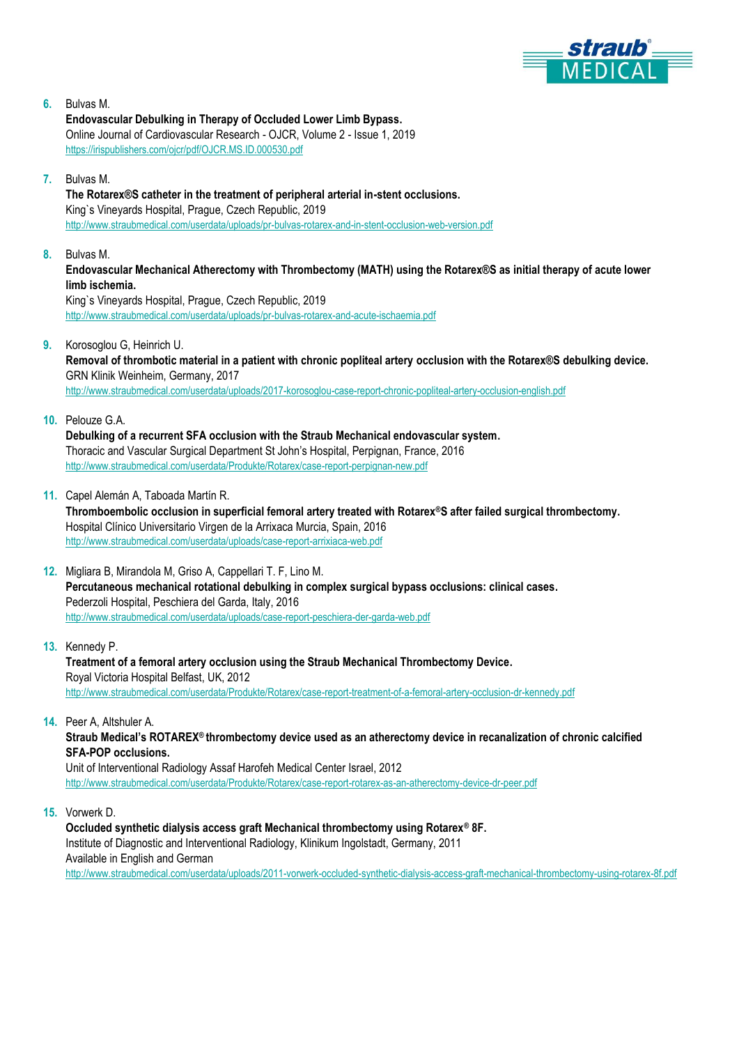6. Bulvas M.
   **Endovascular Debulking in Therapy of Occluded Lower Limb Bypass.**
   Online Journal of Cardiovascular Research - OJCR, Volume 2 - Issue 1, 2019
   https://irispublishers.com/ojcr/pdf/OJCR.MS.ID.000530.pdf

7. Bulvas M.
   **The Rotarex®S catheter in the treatment of peripheral arterial in-stent occlusions.**
   King`s Vineyards Hospital, Prague, Czech Republic, 2019
   http://www.straubmedical.com/userdata/uploads/pr-bulvas-rotarex-and-in-stent-occlusion-web-version.pdf

8. Bulvas M.
   **Endovascular Mechanical Atherectomy with Thrombectomy (MATH) using the Rotarex®S as initial therapy of acute lower limb ischemia.**
   King`s Vineyards Hospital, Prague, Czech Republic, 2019
   http://www.straubmedical.com/userdata/uploads/pr-bulvas-rotarex-and-acute-ischaemia.pdf

9. Korosoglou G, Heinrich U.
   **Removal of thrombotic material in a patient with chronic popliteal artery occlusion with the Rotarex®S debulking device.**
   GRN Klinik Weinheim, Germany, 2017
   http://www.straubmedical.com/userdata/uploads/2017-korosoglou-case-report-chronic-popliteal-artery-occlusion-english.pdf

10. Pelouze G.A.
    **Debulking of a recurrent SFA occlusion with the Straub Mechanical endovascular system.**
    Thoracic and Vascular Surgical Department St John's Hospital, Perpignan, France, 2016
    http://www.straubmedical.com/userdata/Produkte/Rotarex/case-report-perpignan-new.pdf

11. Capel Alemán A, Taboada Martín R.
    **Thromboembolic occlusion in superficial femoral artery treated with Rotarex®S after failed surgical thrombectomy.**
    Hospital Clínico Universitario Virgen de la Arrixaca Murcia, Spain, 2016
    http://www.straubmedical.com/userdata/uploads/case-report-arrixiaca-web.pdf

12. Migliara B, Mirandola M, Griso A, Cappellari T. F, Lino M.
    **Percutaneous mechanical rotational debulking in complex surgical bypass occlusions: clinical cases.**
    Pederzoli Hospital, Peschiera del Garda, Italy, 2016
    http://www.straubmedical.com/userdata/uploads/case-report-peschiera-der-garda-web.pdf

13. Kennedy P.
    **Treatment of a femoral artery occlusion using the Straub Mechanical Thrombectomy Device.**
    Royal Victoria Hospital Belfast, UK, 2012
    http://www.straubmedical.com/userdata/Produkte/Rotarex/case-report-treatment-of-a-femoral-artery-occlusion-dr-kennedy.pdf

14. Peer A, Altshuler A.
    **Straub Medical's ROTAREX® thrombectomy device used as an atherectomy device in recanalization of chronic calcified SFA-POP occlusions.**
    Unit of Interventional Radiology Assaf Harofeh Medical Center Israel, 2012
    http://www.straubmedical.com/userdata/Produkte/Rotarex/case-report-rotarex-as-an-atherectomy-device-dr-peer.pdf

15. Vorwerk D.
    **Occluded synthetic dialysis access graft Mechanical thrombectomy using Rotarex® 8F.**
    Institute of Diagnostic and Interventional Radiology, Klinikum Ingolstadt, Germany, 2011
    Available in English and German
    http://www.straubmedical.com/userdata/uploads/2011-vorwerk-occluded-synthetic-dialysis-access-graft-mechanical-thrombectomy-using-rotarex-8f.pdf